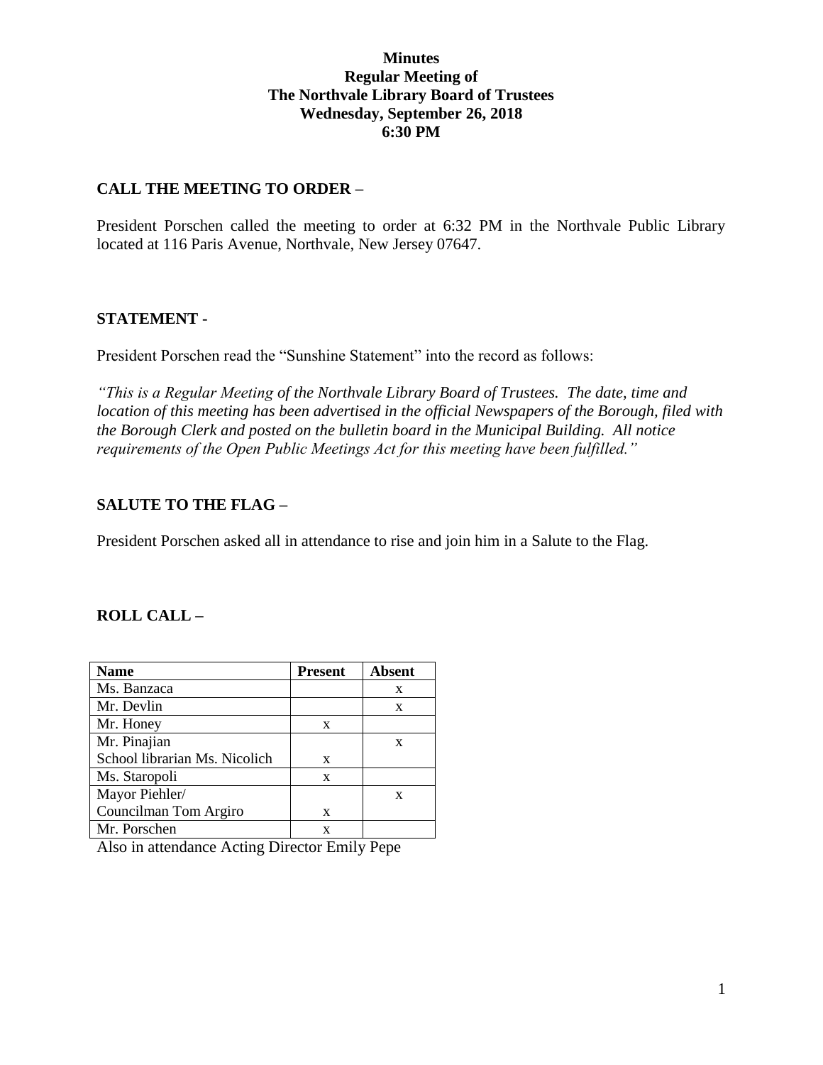# Minutes
## Regular Meeting of
## The Northvale Library Board of Trustees
## Wednesday, September 26, 2018
## 6:30 PM

### CALL THE MEETING TO ORDER –

President Porschen called the meeting to order at 6:32 PM in the Northvale Public Library located at 116 Paris Avenue, Northvale, New Jersey 07647.

### STATEMENT -

President Porschen read the "Sunshine Statement" into the record as follows:

*"This is a Regular Meeting of the Northvale Library Board of Trustees. The date, time and location of this meeting has been advertised in the official Newspapers of the Borough, filed with the Borough Clerk and posted on the bulletin board in the Municipal Building. All notice requirements of the Open Public Meetings Act for this meeting have been fulfilled."*

### SALUTE TO THE FLAG –

President Porschen asked all in attendance to rise and join him in a Salute to the Flag.

### ROLL CALL –

| Name | Present | Absent |
|---|---|---|
| Ms. Banzaca | | x |
| Mr. Devlin | | x |
| Mr. Honey | x | |
| Mr. Pinajian | | x |
| School librarian Ms. Nicolich | x | |
| Ms. Staropoli | x | |
| Mayor Piehler/ | | x |
| Councilman Tom Argiro | x | |
| Mr. Porschen | x | |

Also in attendance Acting Director Emily Pepe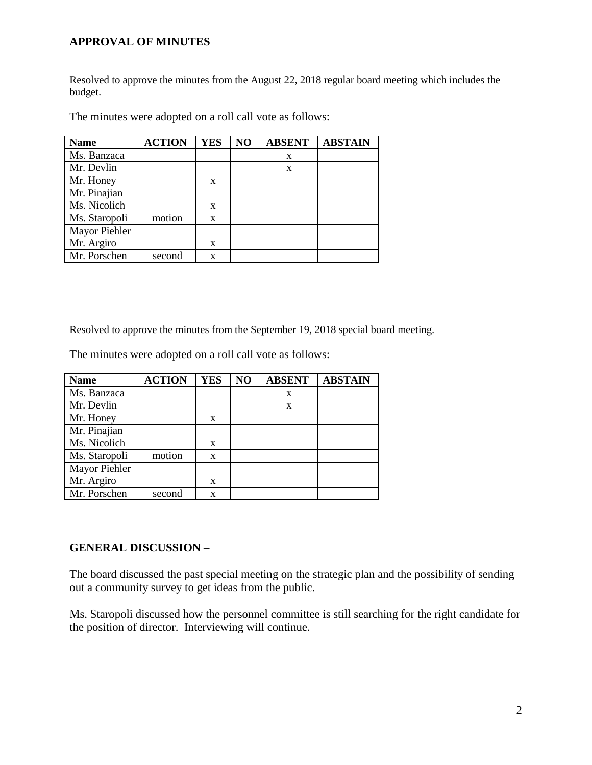## APPROVAL OF MINUTES

Resolved to approve the minutes from the August 22, 2018 regular board meeting which includes the budget.

The minutes were adopted on a roll call vote as follows:

| Name | ACTION | YES | NO | ABSENT | ABSTAIN |
|---|---|---|---|---|---|
| Ms. Banzaca | | | | x | |
| Mr. Devlin | | | | x | |
| Mr. Honey | | x | | | |
| Mr. Pinajian | | | | | |
| Ms. Nicolich | | x | | | |
| Ms. Staropoli | motion | x | | | |
| Mayor Piehler | | | | | |
| Mr. Argiro | | x | | | |
| Mr. Porschen | second | x | | | |

Resolved to approve the minutes from the September 19, 2018 special board meeting.

The minutes were adopted on a roll call vote as follows:

| Name | ACTION | YES | NO | ABSENT | ABSTAIN |
|---|---|---|---|---|---|
| Ms. Banzaca | | | | x | |
| Mr. Devlin | | | | x | |
| Mr. Honey | | x | | | |
| Mr. Pinajian | | | | | |
| Ms. Nicolich | | x | | | |
| Ms. Staropoli | motion | x | | | |
| Mayor Piehler | | | | | |
| Mr. Argiro | | x | | | |
| Mr. Porschen | second | x | | | |

## GENERAL DISCUSSION –

The board discussed the past special meeting on the strategic plan and the possibility of sending out a community survey to get ideas from the public.

Ms. Staropoli discussed how the personnel committee is still searching for the right candidate for the position of director. Interviewing will continue.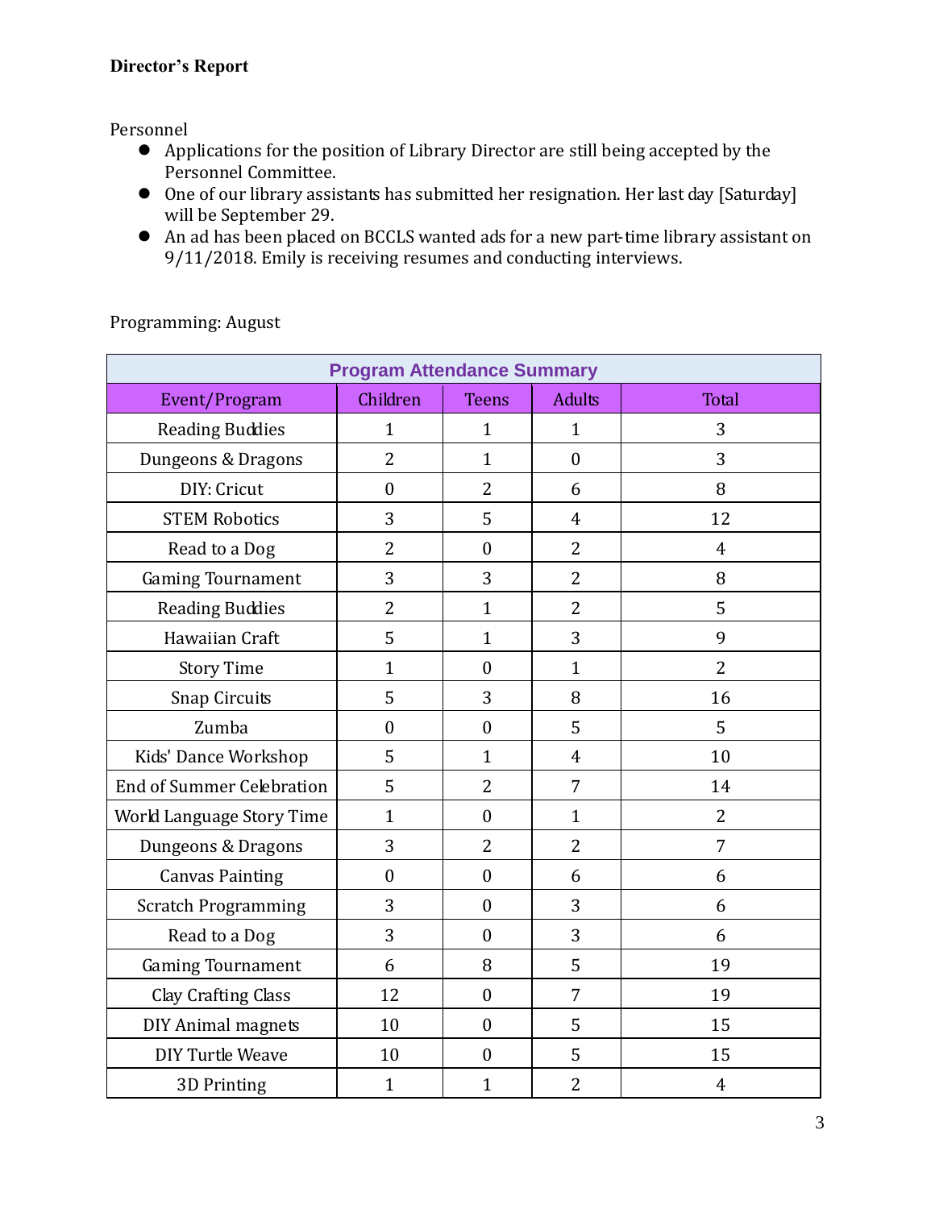**Director's Report**

Personnel

- Applications for the position of Library Director are still being accepted by the Personnel Committee.
- One of our library assistants has submitted her resignation. Her last day [Saturday] will be September 29.
- An ad has been placed on BCCLS wanted ads for a new part-time library assistant on 9/11/2018. Emily is receiving resumes and conducting interviews.

Programming: August

| Program Attendance Summary | | | | |
|---|---|---|---|---|
| Event/Program | Children | Teens | Adults | Total |
| Reading Buddies | 1 | 1 | 1 | 3 |
| Dungeons & Dragons | 2 | 1 | 0 | 3 |
| DIY: Cricut | 0 | 2 | 6 | 8 |
| STEM Robotics | 3 | 5 | 4 | 12 |
| Read to a Dog | 2 | 0 | 2 | 4 |
| Gaming Tournament | 3 | 3 | 2 | 8 |
| Reading Buddies | 2 | 1 | 2 | 5 |
| Hawaiian Craft | 5 | 1 | 3 | 9 |
| Story Time | 1 | 0 | 1 | 2 |
| Snap Circuits | 5 | 3 | 8 | 16 |
| Zumba | 0 | 0 | 5 | 5 |
| Kids' Dance Workshop | 5 | 1 | 4 | 10 |
| End of Summer Celebration | 5 | 2 | 7 | 14 |
| World Language Story Time | 1 | 0 | 1 | 2 |
| Dungeons & Dragons | 3 | 2 | 2 | 7 |
| Canvas Painting | 0 | 0 | 6 | 6 |
| Scratch Programming | 3 | 0 | 3 | 6 |
| Read to a Dog | 3 | 0 | 3 | 6 |
| Gaming Tournament | 6 | 8 | 5 | 19 |
| Clay Crafting Class | 12 | 0 | 7 | 19 |
| DIY Animal magnets | 10 | 0 | 5 | 15 |
| DIY Turtle Weave | 10 | 0 | 5 | 15 |
| 3D Printing | 1 | 1 | 2 | 4 |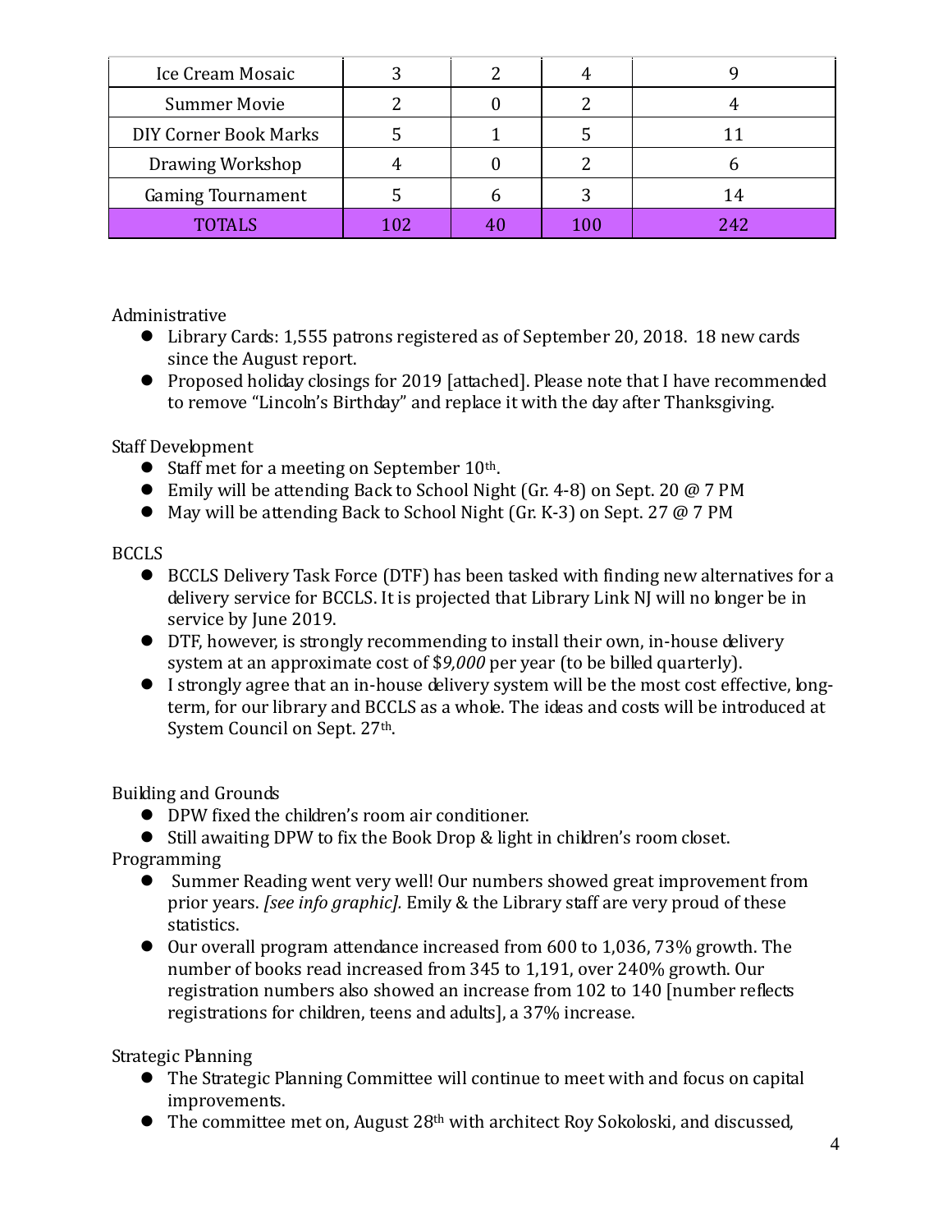| | | | | |
|---|---|---|---|---|
| Ice Cream Mosaic | 3 | 2 | 4 | 9 |
| Summer Movie | 2 | 0 | 2 | 4 |
| DIY Corner Book Marks | 5 | 1 | 5 | 11 |
| Drawing Workshop | 4 | 0 | 2 | 6 |
| Gaming Tournament | 5 | 6 | 3 | 14 |
| TOTALS | 102 | 40 | 100 | 242 |

Administrative

- Library Cards: 1,555 patrons registered as of September 20, 2018. 18 new cards since the August report.
- Proposed holiday closings for 2019 [attached]. Please note that I have recommended to remove "Lincoln's Birthday" and replace it with the day after Thanksgiving.

Staff Development

- Staff met for a meeting on September 10th.
- Emily will be attending Back to School Night (Gr. 4-8) on Sept. 20 @ 7 PM
- May will be attending Back to School Night (Gr. K-3) on Sept. 27 @ 7 PM

BCCLS

- BCCLS Delivery Task Force (DTF) has been tasked with finding new alternatives for a delivery service for BCCLS. It is projected that Library Link NJ will no longer be in service by June 2019.
- DTF, however, is strongly recommending to install their own, in-house delivery system at an approximate cost of $*9,000* per year (to be billed quarterly).
- I strongly agree that an in-house delivery system will be the most cost effective, long-term, for our library and BCCLS as a whole. The ideas and costs will be introduced at System Council on Sept. 27th.

Building and Grounds

- DPW fixed the children's room air conditioner.
- Still awaiting DPW to fix the Book Drop & light in children's room closet.

Programming

- Summer Reading went very well! Our numbers showed great improvement from prior years. *[see info graphic].* Emily & the Library staff are very proud of these statistics.
- Our overall program attendance increased from 600 to 1,036, 73% growth. The number of books read increased from 345 to 1,191, over 240% growth. Our registration numbers also showed an increase from 102 to 140 [number reflects registrations for children, teens and adults], a 37% increase.

Strategic Planning

- The Strategic Planning Committee will continue to meet with and focus on capital improvements.
- The committee met on, August 28th with architect Roy Sokoloski, and discussed,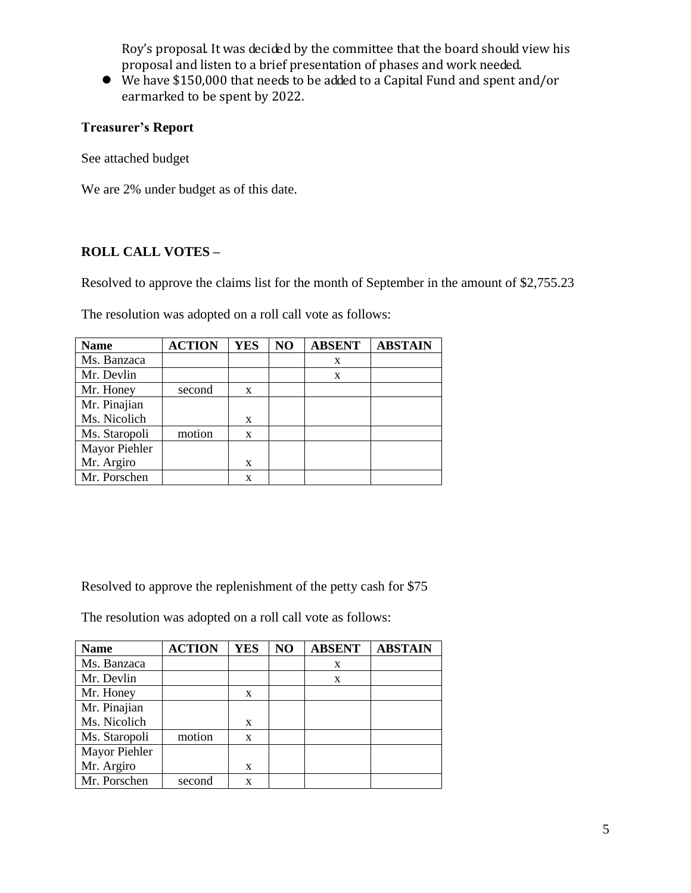Roy's proposal. It was decided by the committee that the board should view his proposal and listen to a brief presentation of phases and work needed.

- We have $150,000 that needs to be added to a Capital Fund and spent and/or earmarked to be spent by 2022.

**Treasurer's Report**

See attached budget

We are 2% under budget as of this date.

**ROLL CALL VOTES –**

Resolved to approve the claims list for the month of September in the amount of $2,755.23

The resolution was adopted on a roll call vote as follows:

| Name | ACTION | YES | NO | ABSENT | ABSTAIN |
|---|---|---|---|---|---|
| Ms. Banzaca | | | | x | |
| Mr. Devlin | | | | x | |
| Mr. Honey | second | x | | | |
| Mr. Pinajian<br>Ms. Nicolich | | x | | | |
| Ms. Staropoli | motion | x | | | |
| Mayor Piehler<br>Mr. Argiro | | x | | | |
| Mr. Porschen | | x | | | |

Resolved to approve the replenishment of the petty cash for $75

The resolution was adopted on a roll call vote as follows:

| Name | ACTION | YES | NO | ABSENT | ABSTAIN |
|---|---|---|---|---|---|
| Ms. Banzaca | | | | x | |
| Mr. Devlin | | | | x | |
| Mr. Honey | | x | | | |
| Mr. Pinajian<br>Ms. Nicolich | | x | | | |
| Ms. Staropoli | motion | x | | | |
| Mayor Piehler<br>Mr. Argiro | | x | | | |
| Mr. Porschen | second | x | | | |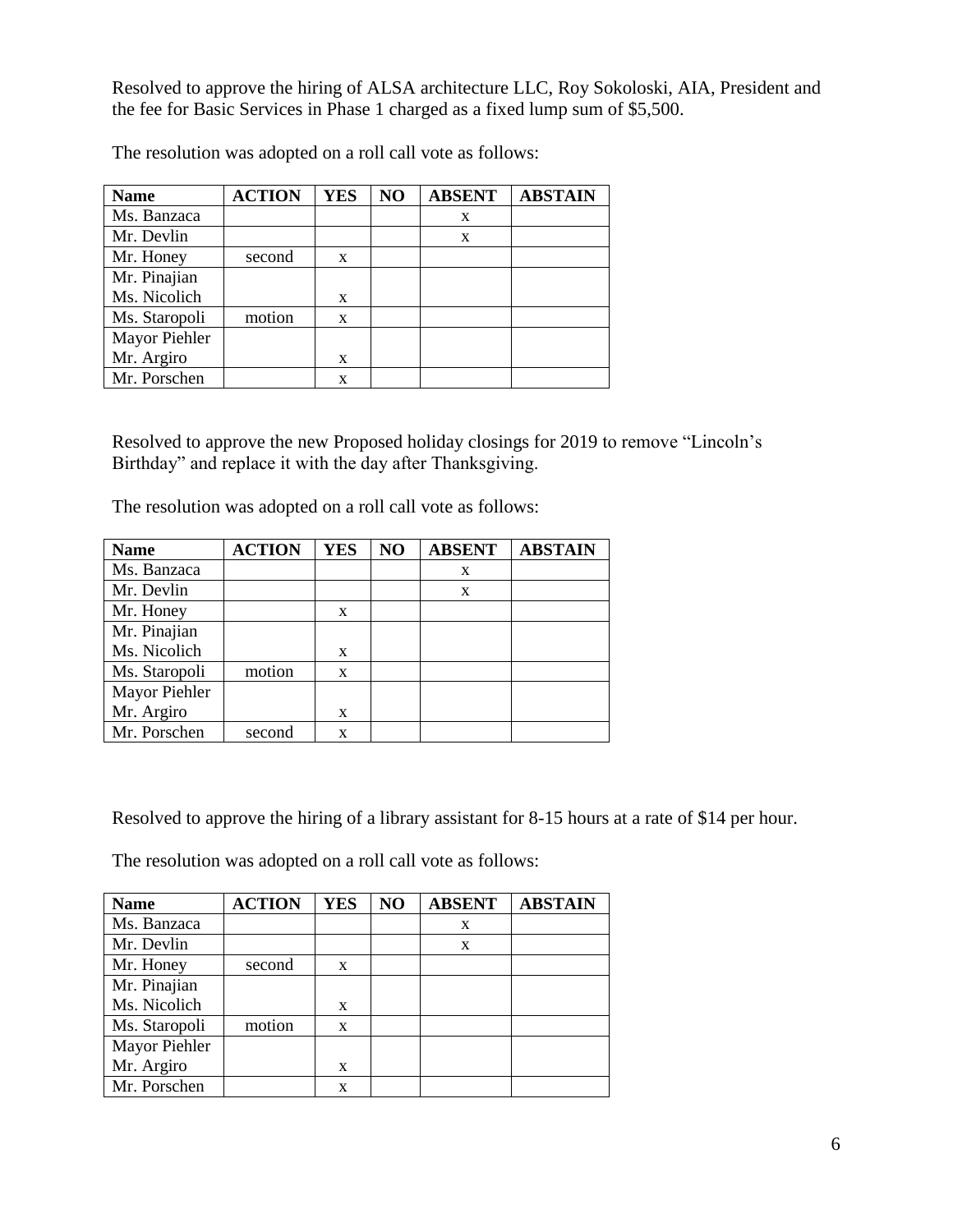Resolved to approve the hiring of ALSA architecture LLC, Roy Sokoloski, AIA, President and the fee for Basic Services in Phase 1 charged as a fixed lump sum of $5,500.

The resolution was adopted on a roll call vote as follows:

| Name | ACTION | YES | NO | ABSENT | ABSTAIN |
|---|---|---|---|---|---|
| Ms. Banzaca | | | | x | |
| Mr. Devlin | | | | x | |
| Mr. Honey | second | x | | | |
| Mr. Pinajian | | | | | |
| Ms. Nicolich | | x | | | |
| Ms. Staropoli | motion | x | | | |
| Mayor Piehler | | | | | |
| Mr. Argiro | | x | | | |
| Mr. Porschen | | x | | | |

Resolved to approve the new Proposed holiday closings for 2019 to remove "Lincoln's Birthday" and replace it with the day after Thanksgiving.

The resolution was adopted on a roll call vote as follows:

| Name | ACTION | YES | NO | ABSENT | ABSTAIN |
|---|---|---|---|---|---|
| Ms. Banzaca | | | | x | |
| Mr. Devlin | | | | x | |
| Mr. Honey | | x | | | |
| Mr. Pinajian | | | | | |
| Ms. Nicolich | | x | | | |
| Ms. Staropoli | motion | x | | | |
| Mayor Piehler | | | | | |
| Mr. Argiro | | x | | | |
| Mr. Porschen | second | x | | | |

Resolved to approve the hiring of a library assistant for 8-15 hours at a rate of $14 per hour.

The resolution was adopted on a roll call vote as follows:

| Name | ACTION | YES | NO | ABSENT | ABSTAIN |
|---|---|---|---|---|---|
| Ms. Banzaca | | | | x | |
| Mr. Devlin | | | | x | |
| Mr. Honey | second | x | | | |
| Mr. Pinajian | | | | | |
| Ms. Nicolich | | x | | | |
| Ms. Staropoli | motion | x | | | |
| Mayor Piehler | | | | | |
| Mr. Argiro | | x | | | |
| Mr. Porschen | | x | | | |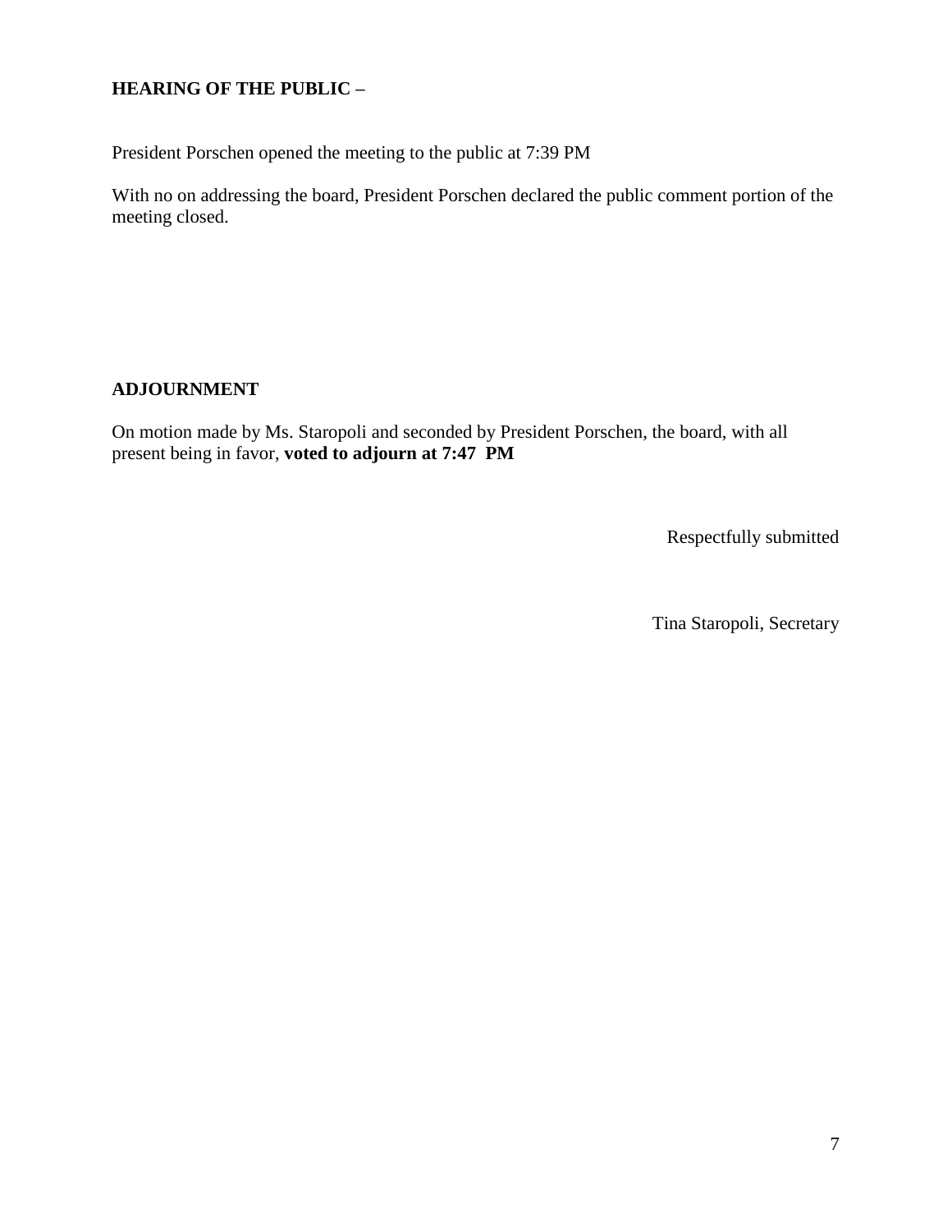**HEARING OF THE PUBLIC –**

President Porschen opened the meeting to the public at 7:39 PM

With no on addressing the board, President Porschen declared the public comment portion of the meeting closed.

**ADJOURNMENT**

On motion made by Ms. Staropoli and seconded by President Porschen, the board, with all present being in favor, **voted to adjourn at 7:47 PM**

Respectfully submitted

Tina Staropoli, Secretary